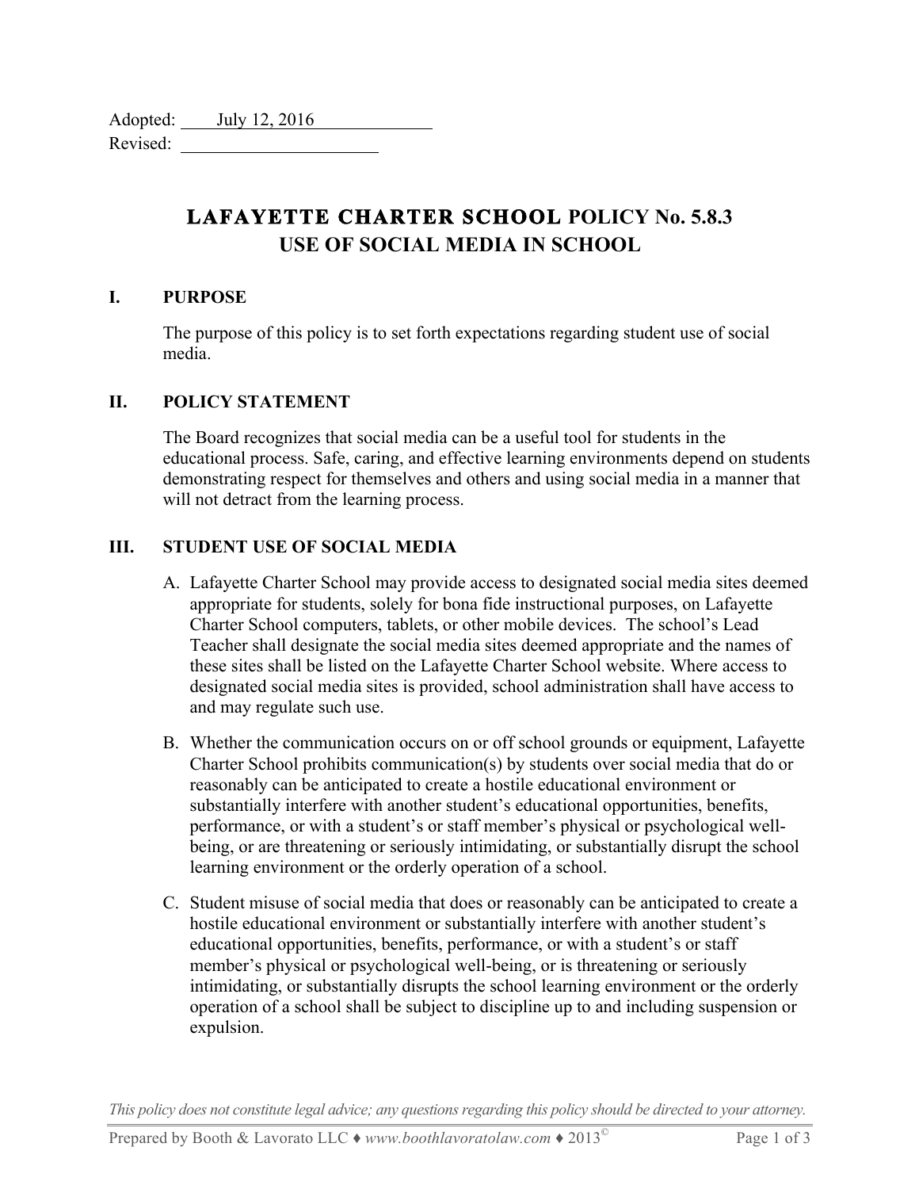Adopted: July 12, 2016

Revised:

# LAFAYETTE CHARTER SCHOOL POLICY No. 5.8.3
# USE OF SOCIAL MEDIA IN SCHOOL

## I. PURPOSE

The purpose of this policy is to set forth expectations regarding student use of social media.

## II. POLICY STATEMENT

The Board recognizes that social media can be a useful tool for students in the educational process. Safe, caring, and effective learning environments depend on students demonstrating respect for themselves and others and using social media in a manner that will not detract from the learning process.

## III. STUDENT USE OF SOCIAL MEDIA

A. Lafayette Charter School may provide access to designated social media sites deemed appropriate for students, solely for bona fide instructional purposes, on Lafayette Charter School computers, tablets, or other mobile devices. The school's Lead Teacher shall designate the social media sites deemed appropriate and the names of these sites shall be listed on the Lafayette Charter School website. Where access to designated social media sites is provided, school administration shall have access to and may regulate such use.

B. Whether the communication occurs on or off school grounds or equipment, Lafayette Charter School prohibits communication(s) by students over social media that do or reasonably can be anticipated to create a hostile educational environment or substantially interfere with another student's educational opportunities, benefits, performance, or with a student's or staff member's physical or psychological well-being, or are threatening or seriously intimidating, or substantially disrupt the school learning environment or the orderly operation of a school.

C. Student misuse of social media that does or reasonably can be anticipated to create a hostile educational environment or substantially interfere with another student's educational opportunities, benefits, performance, or with a student's or staff member's physical or psychological well-being, or is threatening or seriously intimidating, or substantially disrupts the school learning environment or the orderly operation of a school shall be subject to discipline up to and including suspension or expulsion.

*This policy does not constitute legal advice; any questions regarding this policy should be directed to your attorney.*

Prepared by Booth & Lavorato LLC ♦ *www.boothlavoratolaw.com* ♦ 2013©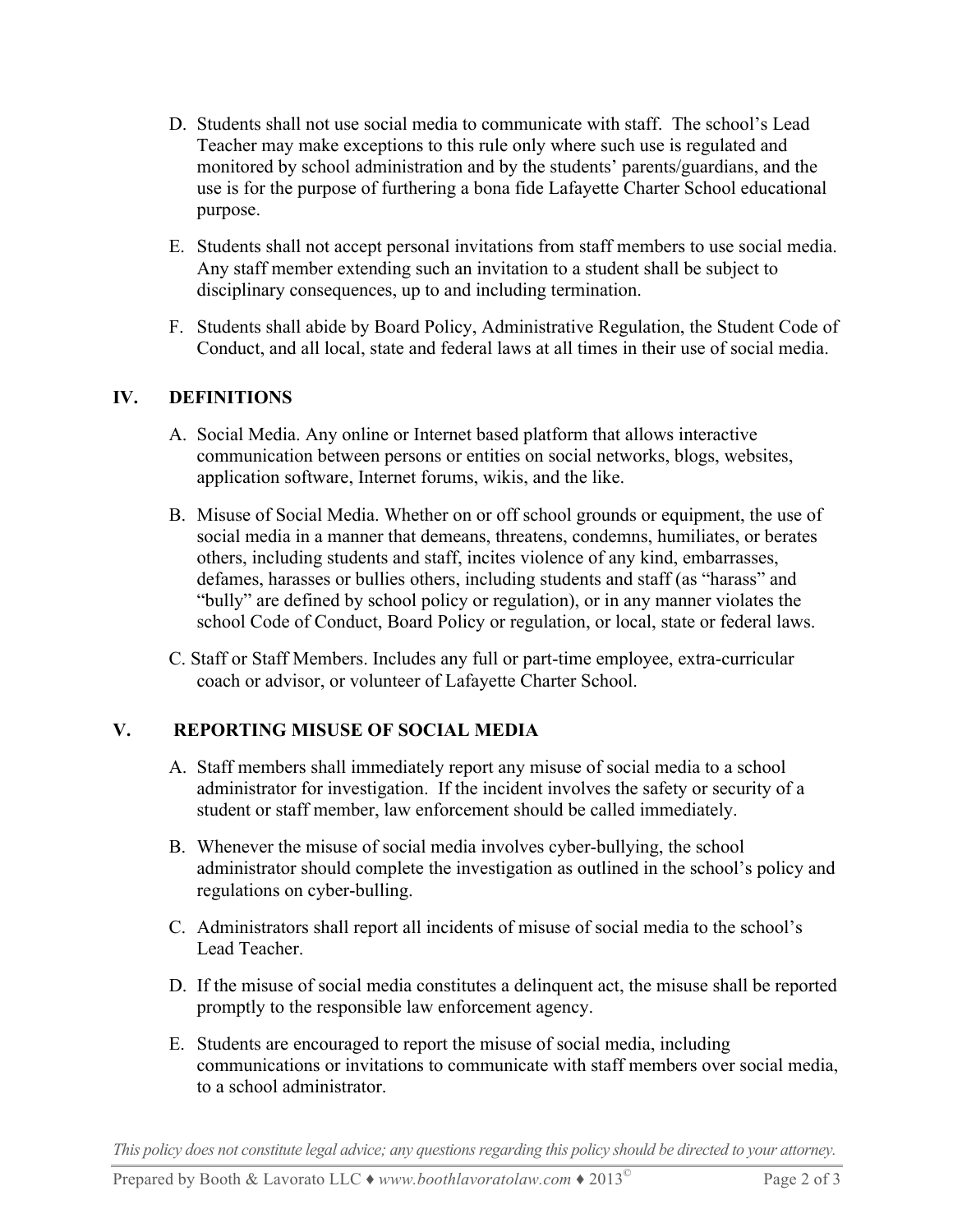D. Students shall not use social media to communicate with staff. The school's Lead Teacher may make exceptions to this rule only where such use is regulated and monitored by school administration and by the students' parents/guardians, and the use is for the purpose of furthering a bona fide Lafayette Charter School educational purpose.

E. Students shall not accept personal invitations from staff members to use social media. Any staff member extending such an invitation to a student shall be subject to disciplinary consequences, up to and including termination.

F. Students shall abide by Board Policy, Administrative Regulation, the Student Code of Conduct, and all local, state and federal laws at all times in their use of social media.

## IV. DEFINITIONS

A. Social Media. Any online or Internet based platform that allows interactive communication between persons or entities on social networks, blogs, websites, application software, Internet forums, wikis, and the like.

B. Misuse of Social Media. Whether on or off school grounds or equipment, the use of social media in a manner that demeans, threatens, condemns, humiliates, or berates others, including students and staff, incites violence of any kind, embarrasses, defames, harasses or bullies others, including students and staff (as "harass" and "bully" are defined by school policy or regulation), or in any manner violates the school Code of Conduct, Board Policy or regulation, or local, state or federal laws.

C. Staff or Staff Members. Includes any full or part-time employee, extra-curricular coach or advisor, or volunteer of Lafayette Charter School.

## V. REPORTING MISUSE OF SOCIAL MEDIA

A. Staff members shall immediately report any misuse of social media to a school administrator for investigation. If the incident involves the safety or security of a student or staff member, law enforcement should be called immediately.

B. Whenever the misuse of social media involves cyber-bullying, the school administrator should complete the investigation as outlined in the school's policy and regulations on cyber-bulling.

C. Administrators shall report all incidents of misuse of social media to the school's Lead Teacher.

D. If the misuse of social media constitutes a delinquent act, the misuse shall be reported promptly to the responsible law enforcement agency.

E. Students are encouraged to report the misuse of social media, including communications or invitations to communicate with staff members over social media, to a school administrator.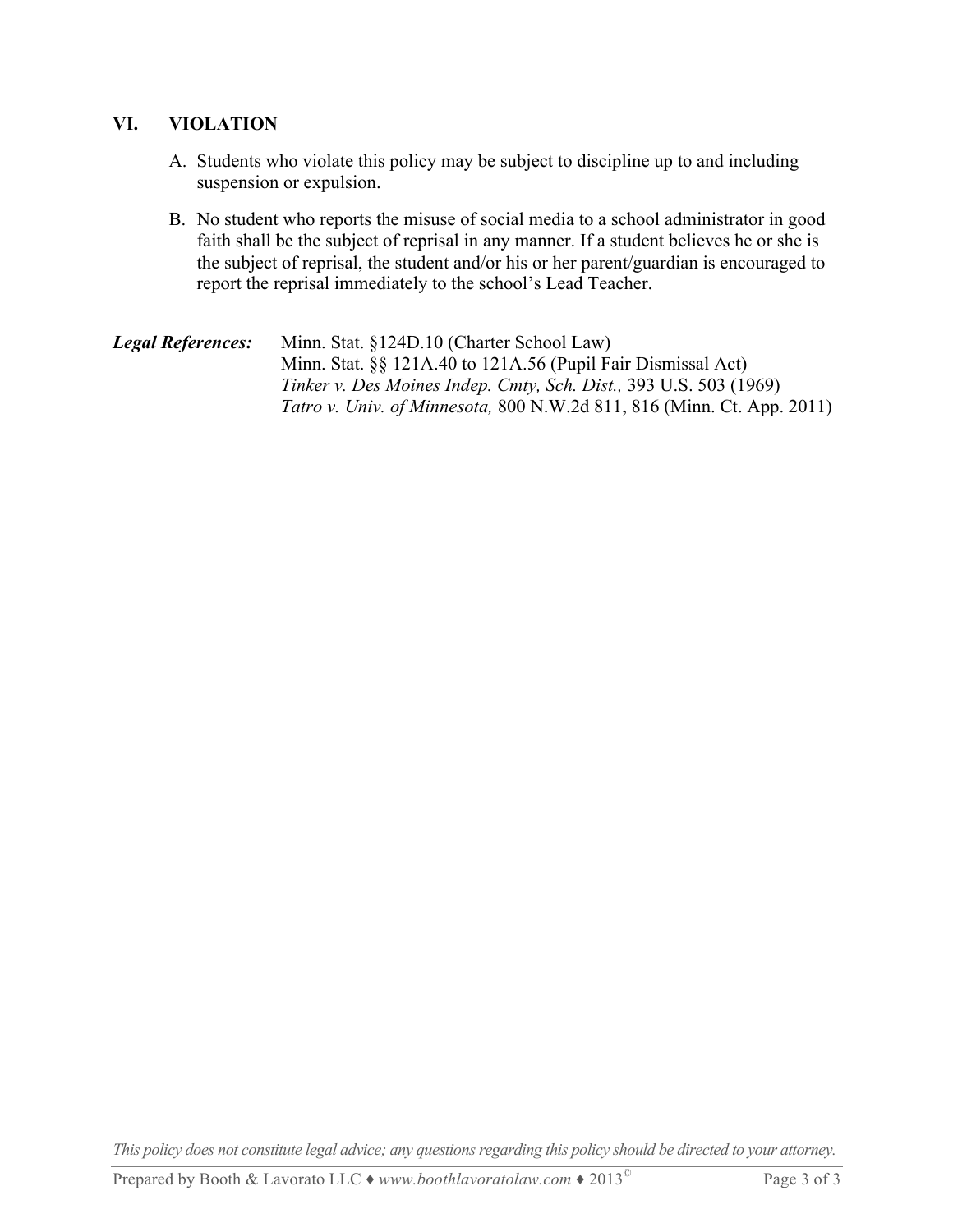## VI. VIOLATION

A. Students who violate this policy may be subject to discipline up to and including suspension or expulsion.

B. No student who reports the misuse of social media to a school administrator in good faith shall be the subject of reprisal in any manner. If a student believes he or she is the subject of reprisal, the student and/or his or her parent/guardian is encouraged to report the reprisal immediately to the school's Lead Teacher.

***Legal References:*** Minn. Stat. §124D.10 (Charter School Law)
Minn. Stat. §§ 121A.40 to 121A.56 (Pupil Fair Dismissal Act)
*Tinker v. Des Moines Indep. Cmty, Sch. Dist.,* 393 U.S. 503 (1969)
*Tatro v. Univ. of Minnesota,* 800 N.W.2d 811, 816 (Minn. Ct. App. 2011)

*This policy does not constitute legal advice; any questions regarding this policy should be directed to your attorney.*